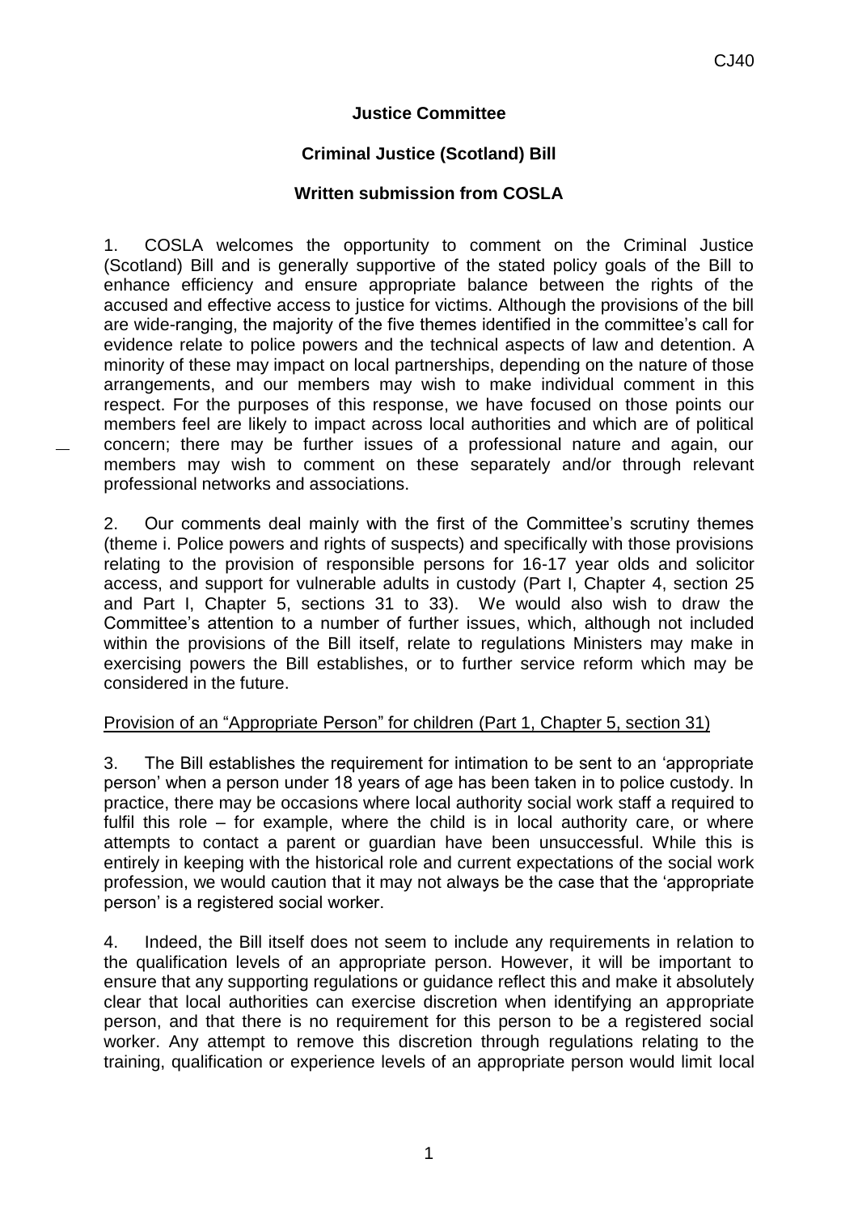**Justice Committee**

**Criminal Justice (Scotland) Bill**

**Written submission from COSLA**

1. COSLA welcomes the opportunity to comment on the Criminal Justice (Scotland) Bill and is generally supportive of the stated policy goals of the Bill to enhance efficiency and ensure appropriate balance between the rights of the accused and effective access to justice for victims. Although the provisions of the bill are wide-ranging, the majority of the five themes identified in the committee's call for evidence relate to police powers and the technical aspects of law and detention. A minority of these may impact on local partnerships, depending on the nature of those arrangements, and our members may wish to make individual comment in this respect. For the purposes of this response, we have focused on those points our members feel are likely to impact across local authorities and which are of political concern; there may be further issues of a professional nature and again, our members may wish to comment on these separately and/or through relevant professional networks and associations.

2. Our comments deal mainly with the first of the Committee's scrutiny themes (theme i. Police powers and rights of suspects) and specifically with those provisions relating to the provision of responsible persons for 16-17 year olds and solicitor access, and support for vulnerable adults in custody (Part I, Chapter 4, section 25 and Part I, Chapter 5, sections 31 to 33). We would also wish to draw the Committee's attention to a number of further issues, which, although not included within the provisions of the Bill itself, relate to regulations Ministers may make in exercising powers the Bill establishes, or to further service reform which may be considered in the future.

Provision of an "Appropriate Person" for children (Part 1, Chapter 5, section 31)

3. The Bill establishes the requirement for intimation to be sent to an 'appropriate person' when a person under 18 years of age has been taken in to police custody. In practice, there may be occasions where local authority social work staff a required to fulfil this role – for example, where the child is in local authority care, or where attempts to contact a parent or guardian have been unsuccessful. While this is entirely in keeping with the historical role and current expectations of the social work profession, we would caution that it may not always be the case that the 'appropriate person' is a registered social worker.

4. Indeed, the Bill itself does not seem to include any requirements in relation to the qualification levels of an appropriate person. However, it will be important to ensure that any supporting regulations or guidance reflect this and make it absolutely clear that local authorities can exercise discretion when identifying an appropriate person, and that there is no requirement for this person to be a registered social worker. Any attempt to remove this discretion through regulations relating to the training, qualification or experience levels of an appropriate person would limit local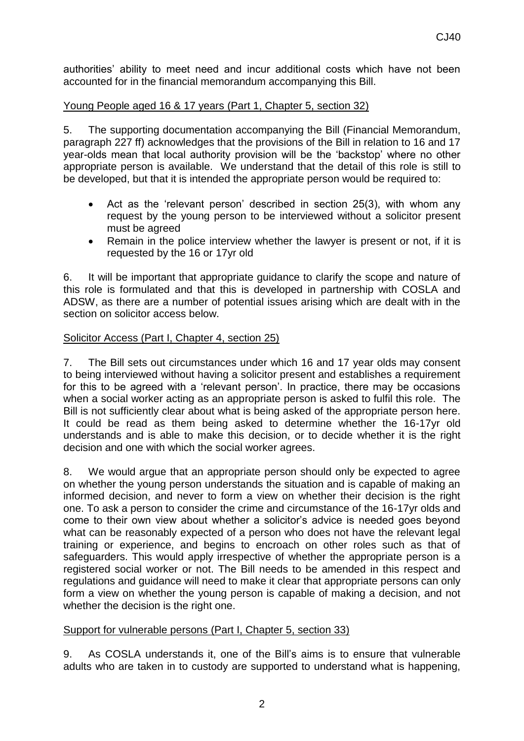authorities' ability to meet need and incur additional costs which have not been accounted for in the financial memorandum accompanying this Bill.

Young People aged 16 & 17 years (Part 1, Chapter 5, section 32)

5. The supporting documentation accompanying the Bill (Financial Memorandum, paragraph 227 ff) acknowledges that the provisions of the Bill in relation to 16 and 17 year-olds mean that local authority provision will be the 'backstop' where no other appropriate person is available. We understand that the detail of this role is still to be developed, but that it is intended the appropriate person would be required to:

- Act as the 'relevant person' described in section 25(3), with whom any request by the young person to be interviewed without a solicitor present must be agreed
- Remain in the police interview whether the lawyer is present or not, if it is requested by the 16 or 17yr old

6. It will be important that appropriate guidance to clarify the scope and nature of this role is formulated and that this is developed in partnership with COSLA and ADSW, as there are a number of potential issues arising which are dealt with in the section on solicitor access below.

Solicitor Access (Part I, Chapter 4, section 25)

7. The Bill sets out circumstances under which 16 and 17 year olds may consent to being interviewed without having a solicitor present and establishes a requirement for this to be agreed with a 'relevant person'. In practice, there may be occasions when a social worker acting as an appropriate person is asked to fulfil this role. The Bill is not sufficiently clear about what is being asked of the appropriate person here. It could be read as them being asked to determine whether the 16-17yr old understands and is able to make this decision, or to decide whether it is the right decision and one with which the social worker agrees.

8. We would argue that an appropriate person should only be expected to agree on whether the young person understands the situation and is capable of making an informed decision, and never to form a view on whether their decision is the right one. To ask a person to consider the crime and circumstance of the 16-17yr olds and come to their own view about whether a solicitor's advice is needed goes beyond what can be reasonably expected of a person who does not have the relevant legal training or experience, and begins to encroach on other roles such as that of safeguarders. This would apply irrespective of whether the appropriate person is a registered social worker or not. The Bill needs to be amended in this respect and regulations and guidance will need to make it clear that appropriate persons can only form a view on whether the young person is capable of making a decision, and not whether the decision is the right one.

Support for vulnerable persons (Part I, Chapter 5, section 33)

9. As COSLA understands it, one of the Bill's aims is to ensure that vulnerable adults who are taken in to custody are supported to understand what is happening,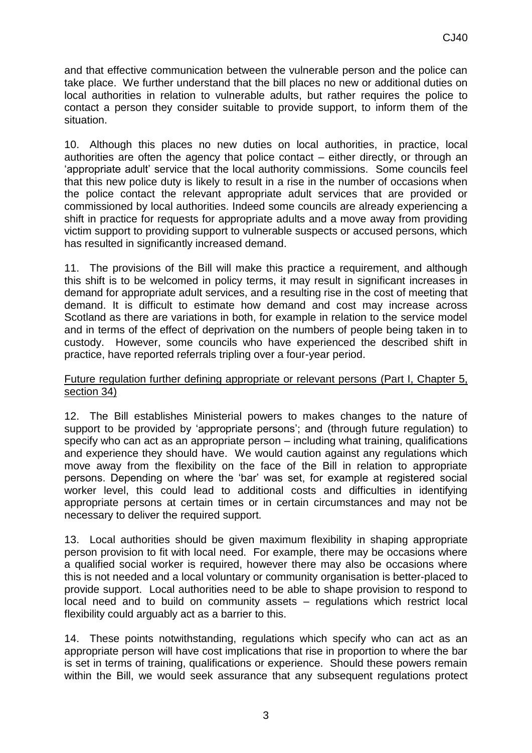and that effective communication between the vulnerable person and the police can take place. We further understand that the bill places no new or additional duties on local authorities in relation to vulnerable adults, but rather requires the police to contact a person they consider suitable to provide support, to inform them of the situation.

10. Although this places no new duties on local authorities, in practice, local authorities are often the agency that police contact – either directly, or through an 'appropriate adult' service that the local authority commissions. Some councils feel that this new police duty is likely to result in a rise in the number of occasions when the police contact the relevant appropriate adult services that are provided or commissioned by local authorities. Indeed some councils are already experiencing a shift in practice for requests for appropriate adults and a move away from providing victim support to providing support to vulnerable suspects or accused persons, which has resulted in significantly increased demand.

11. The provisions of the Bill will make this practice a requirement, and although this shift is to be welcomed in policy terms, it may result in significant increases in demand for appropriate adult services, and a resulting rise in the cost of meeting that demand. It is difficult to estimate how demand and cost may increase across Scotland as there are variations in both, for example in relation to the service model and in terms of the effect of deprivation on the numbers of people being taken in to custody. However, some councils who have experienced the described shift in practice, have reported referrals tripling over a four-year period.

<u>Future regulation further defining appropriate or relevant persons (Part I, Chapter 5, section 34)</u>

12. The Bill establishes Ministerial powers to makes changes to the nature of support to be provided by 'appropriate persons'; and (through future regulation) to specify who can act as an appropriate person – including what training, qualifications and experience they should have. We would caution against any regulations which move away from the flexibility on the face of the Bill in relation to appropriate persons. Depending on where the 'bar' was set, for example at registered social worker level, this could lead to additional costs and difficulties in identifying appropriate persons at certain times or in certain circumstances and may not be necessary to deliver the required support.

13. Local authorities should be given maximum flexibility in shaping appropriate person provision to fit with local need. For example, there may be occasions where a qualified social worker is required, however there may also be occasions where this is not needed and a local voluntary or community organisation is better-placed to provide support. Local authorities need to be able to shape provision to respond to local need and to build on community assets – regulations which restrict local flexibility could arguably act as a barrier to this.

14. These points notwithstanding, regulations which specify who can act as an appropriate person will have cost implications that rise in proportion to where the bar is set in terms of training, qualifications or experience. Should these powers remain within the Bill, we would seek assurance that any subsequent regulations protect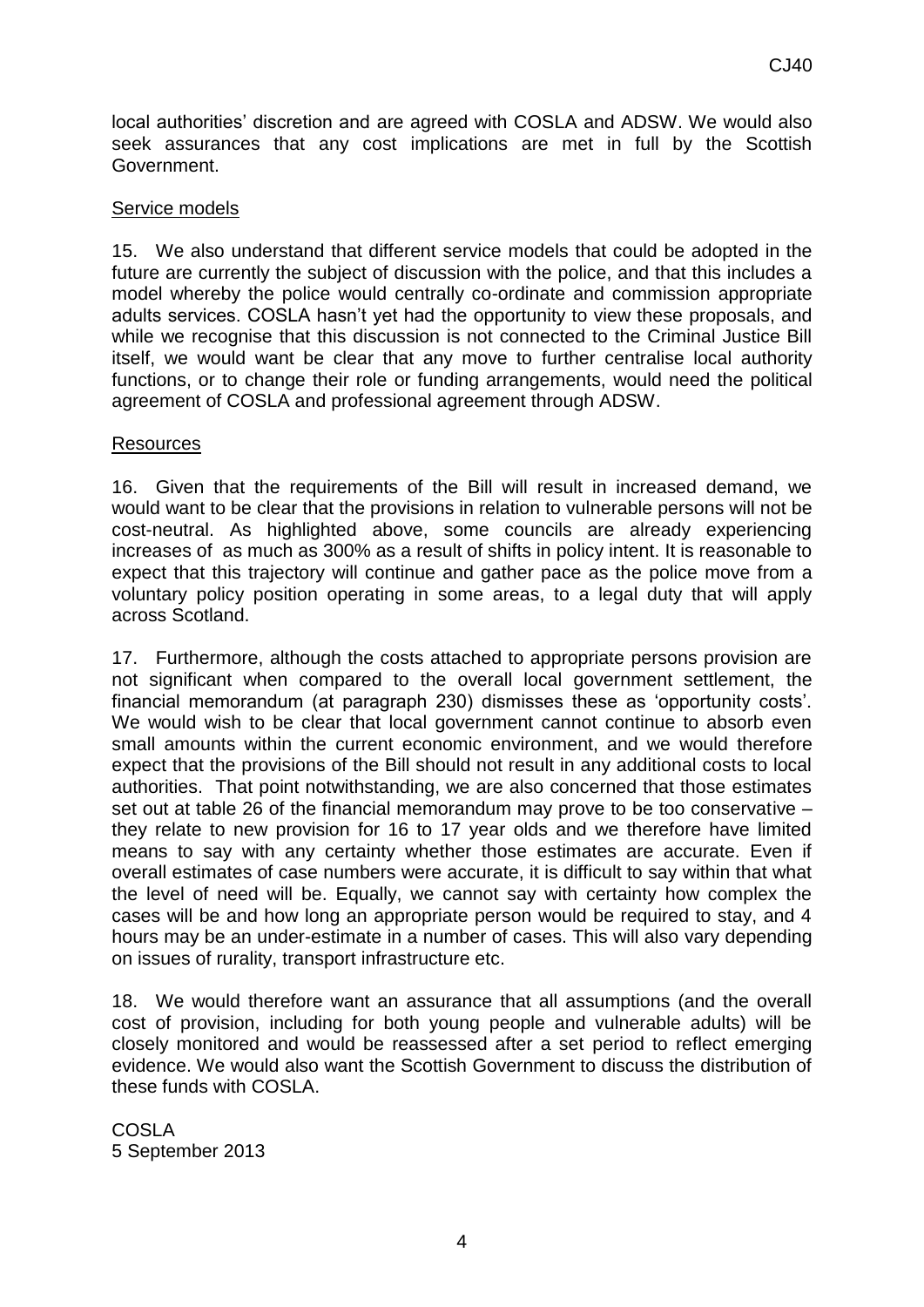local authorities' discretion and are agreed with COSLA and ADSW. We would also seek assurances that any cost implications are met in full by the Scottish Government.

Service models

15. We also understand that different service models that could be adopted in the future are currently the subject of discussion with the police, and that this includes a model whereby the police would centrally co-ordinate and commission appropriate adults services. COSLA hasn't yet had the opportunity to view these proposals, and while we recognise that this discussion is not connected to the Criminal Justice Bill itself, we would want be clear that any move to further centralise local authority functions, or to change their role or funding arrangements, would need the political agreement of COSLA and professional agreement through ADSW.

Resources

16. Given that the requirements of the Bill will result in increased demand, we would want to be clear that the provisions in relation to vulnerable persons will not be cost-neutral. As highlighted above, some councils are already experiencing increases of as much as 300% as a result of shifts in policy intent. It is reasonable to expect that this trajectory will continue and gather pace as the police move from a voluntary policy position operating in some areas, to a legal duty that will apply across Scotland.

17. Furthermore, although the costs attached to appropriate persons provision are not significant when compared to the overall local government settlement, the financial memorandum (at paragraph 230) dismisses these as 'opportunity costs'. We would wish to be clear that local government cannot continue to absorb even small amounts within the current economic environment, and we would therefore expect that the provisions of the Bill should not result in any additional costs to local authorities. That point notwithstanding, we are also concerned that those estimates set out at table 26 of the financial memorandum may prove to be too conservative – they relate to new provision for 16 to 17 year olds and we therefore have limited means to say with any certainty whether those estimates are accurate. Even if overall estimates of case numbers were accurate, it is difficult to say within that what the level of need will be. Equally, we cannot say with certainty how complex the cases will be and how long an appropriate person would be required to stay, and 4 hours may be an under-estimate in a number of cases. This will also vary depending on issues of rurality, transport infrastructure etc.

18. We would therefore want an assurance that all assumptions (and the overall cost of provision, including for both young people and vulnerable adults) will be closely monitored and would be reassessed after a set period to reflect emerging evidence. We would also want the Scottish Government to discuss the distribution of these funds with COSLA.

COSLA
5 September 2013